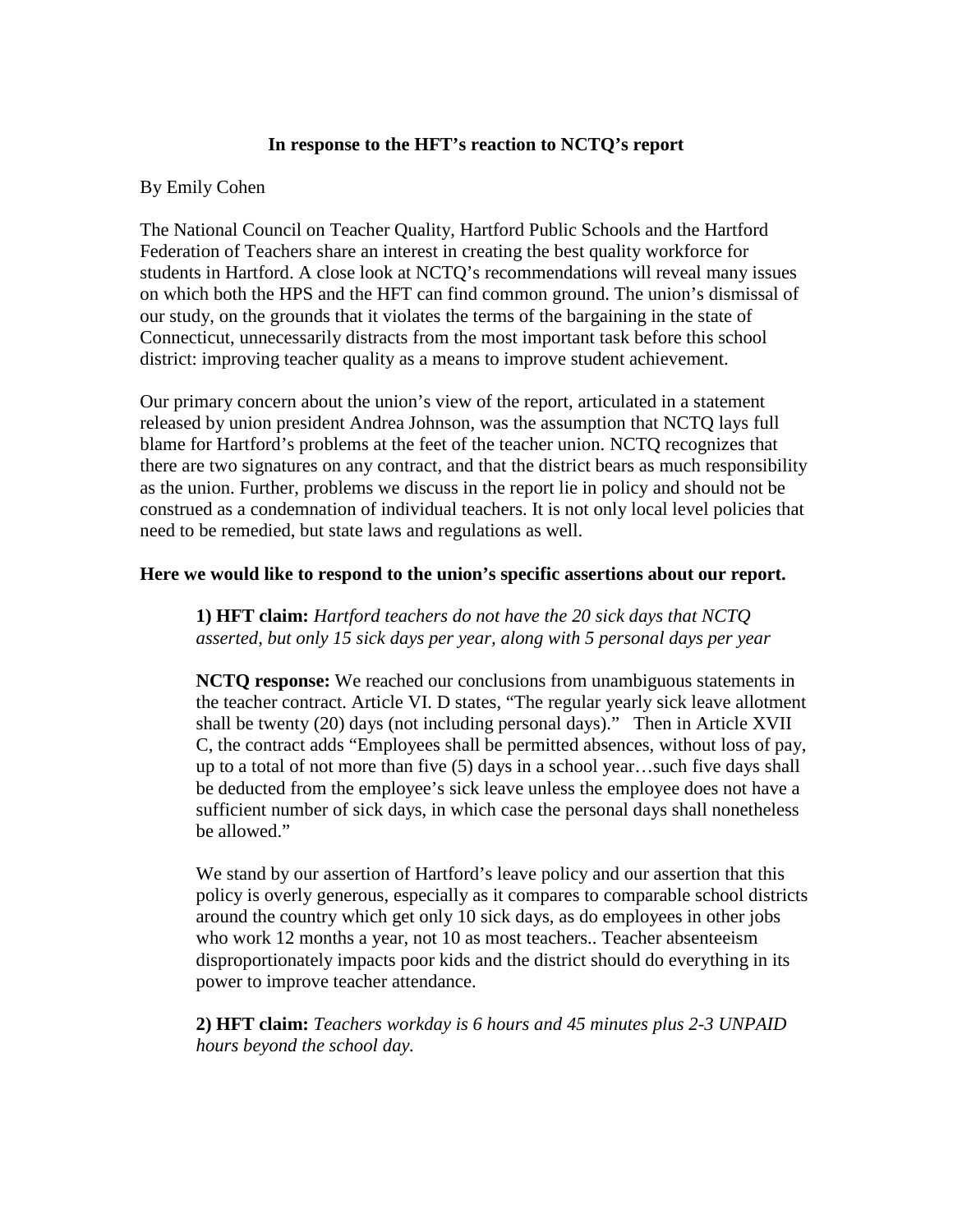# In response to the HFT's reaction to NCTQ's report

By Emily Cohen

The National Council on Teacher Quality, Hartford Public Schools and the Hartford Federation of Teachers share an interest in creating the best quality workforce for students in Hartford. A close look at NCTQ's recommendations will reveal many issues on which both the HPS and the HFT can find common ground. The union's dismissal of our study, on the grounds that it violates the terms of the bargaining in the state of Connecticut, unnecessarily distracts from the most important task before this school district: improving teacher quality as a means to improve student achievement.

Our primary concern about the union's view of the report, articulated in a statement released by union president Andrea Johnson, was the assumption that NCTQ lays full blame for Hartford's problems at the feet of the teacher union. NCTQ recognizes that there are two signatures on any contract, and that the district bears as much responsibility as the union. Further, problems we discuss in the report lie in policy and should not be construed as a condemnation of individual teachers. It is not only local level policies that need to be remedied, but state laws and regulations as well.

**Here we would like to respond to the union's specific assertions about our report.**

> **1) HFT claim:** *Hartford teachers do not have the 20 sick days that NCTQ asserted, but only 15 sick days per year, along with 5 personal days per year*
>
> **NCTQ response:** We reached our conclusions from unambiguous statements in the teacher contract. Article VI. D states, "The regular yearly sick leave allotment shall be twenty (20) days (not including personal days)." Then in Article XVII C, the contract adds "Employees shall be permitted absences, without loss of pay, up to a total of not more than five (5) days in a school year…such five days shall be deducted from the employee's sick leave unless the employee does not have a sufficient number of sick days, in which case the personal days shall nonetheless be allowed."
>
> We stand by our assertion of Hartford's leave policy and our assertion that this policy is overly generous, especially as it compares to comparable school districts around the country which get only 10 sick days, as do employees in other jobs who work 12 months a year, not 10 as most teachers.. Teacher absenteeism disproportionately impacts poor kids and the district should do everything in its power to improve teacher attendance.
>
> **2) HFT claim:** *Teachers workday is 6 hours and 45 minutes plus 2-3 UNPAID hours beyond the school day.*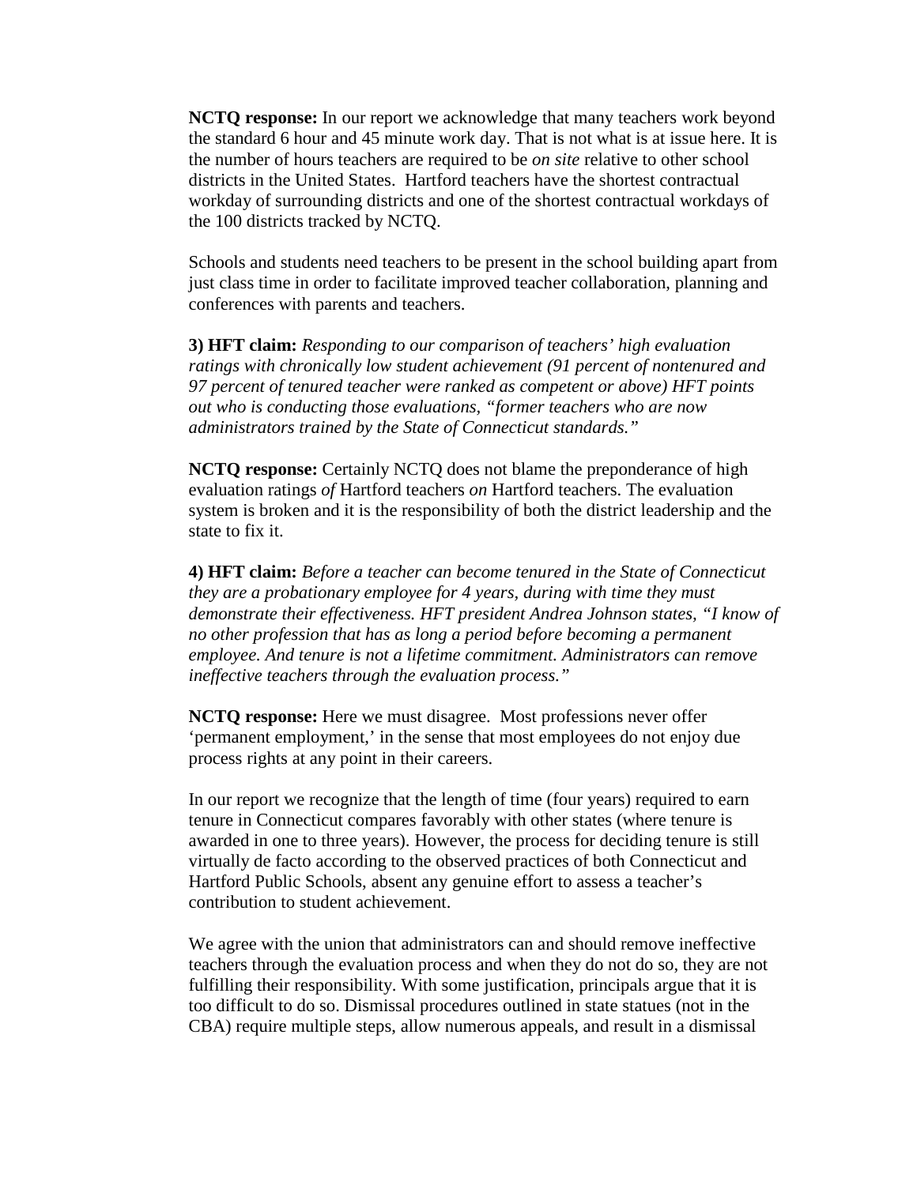**NCTQ response:** In our report we acknowledge that many teachers work beyond the standard 6 hour and 45 minute work day. That is not what is at issue here. It is the number of hours teachers are required to be *on site* relative to other school districts in the United States. Hartford teachers have the shortest contractual workday of surrounding districts and one of the shortest contractual workdays of the 100 districts tracked by NCTQ.

Schools and students need teachers to be present in the school building apart from just class time in order to facilitate improved teacher collaboration, planning and conferences with parents and teachers.

**3) HFT claim:** *Responding to our comparison of teachers' high evaluation ratings with chronically low student achievement (91 percent of nontenured and 97 percent of tenured teacher were ranked as competent or above) HFT points out who is conducting those evaluations, "former teachers who are now administrators trained by the State of Connecticut standards."*

**NCTQ response:** Certainly NCTQ does not blame the preponderance of high evaluation ratings *of* Hartford teachers *on* Hartford teachers. The evaluation system is broken and it is the responsibility of both the district leadership and the state to fix it.

**4) HFT claim:** *Before a teacher can become tenured in the State of Connecticut they are a probationary employee for 4 years, during with time they must demonstrate their effectiveness. HFT president Andrea Johnson states, "I know of no other profession that has as long a period before becoming a permanent employee. And tenure is not a lifetime commitment. Administrators can remove ineffective teachers through the evaluation process."*

**NCTQ response:** Here we must disagree. Most professions never offer 'permanent employment,' in the sense that most employees do not enjoy due process rights at any point in their careers.

In our report we recognize that the length of time (four years) required to earn tenure in Connecticut compares favorably with other states (where tenure is awarded in one to three years). However, the process for deciding tenure is still virtually de facto according to the observed practices of both Connecticut and Hartford Public Schools, absent any genuine effort to assess a teacher's contribution to student achievement.

We agree with the union that administrators can and should remove ineffective teachers through the evaluation process and when they do not do so, they are not fulfilling their responsibility. With some justification, principals argue that it is too difficult to do so. Dismissal procedures outlined in state statues (not in the CBA) require multiple steps, allow numerous appeals, and result in a dismissal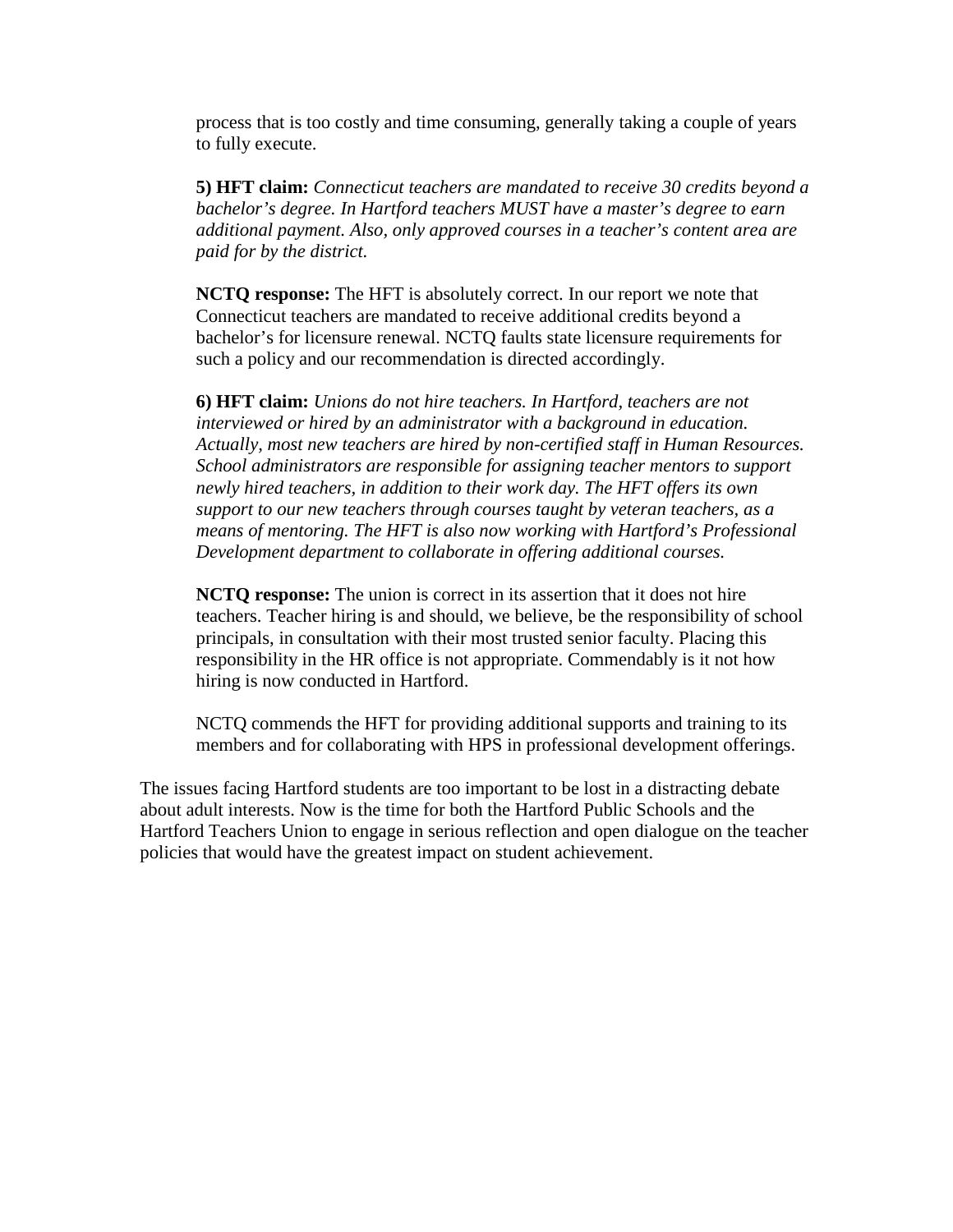process that is too costly and time consuming, generally taking a couple of years to fully execute.

**5) HFT claim:** *Connecticut teachers are mandated to receive 30 credits beyond a bachelor's degree. In Hartford teachers MUST have a master's degree to earn additional payment. Also, only approved courses in a teacher's content area are paid for by the district.*

**NCTQ response:** The HFT is absolutely correct. In our report we note that Connecticut teachers are mandated to receive additional credits beyond a bachelor's for licensure renewal. NCTQ faults state licensure requirements for such a policy and our recommendation is directed accordingly.

**6) HFT claim:** *Unions do not hire teachers. In Hartford, teachers are not interviewed or hired by an administrator with a background in education. Actually, most new teachers are hired by non-certified staff in Human Resources. School administrators are responsible for assigning teacher mentors to support newly hired teachers, in addition to their work day. The HFT offers its own support to our new teachers through courses taught by veteran teachers, as a means of mentoring. The HFT is also now working with Hartford's Professional Development department to collaborate in offering additional courses.*

**NCTQ response:** The union is correct in its assertion that it does not hire teachers. Teacher hiring is and should, we believe, be the responsibility of school principals, in consultation with their most trusted senior faculty. Placing this responsibility in the HR office is not appropriate. Commendably is it not how hiring is now conducted in Hartford.

NCTQ commends the HFT for providing additional supports and training to its members and for collaborating with HPS in professional development offerings.

The issues facing Hartford students are too important to be lost in a distracting debate about adult interests. Now is the time for both the Hartford Public Schools and the Hartford Teachers Union to engage in serious reflection and open dialogue on the teacher policies that would have the greatest impact on student achievement.